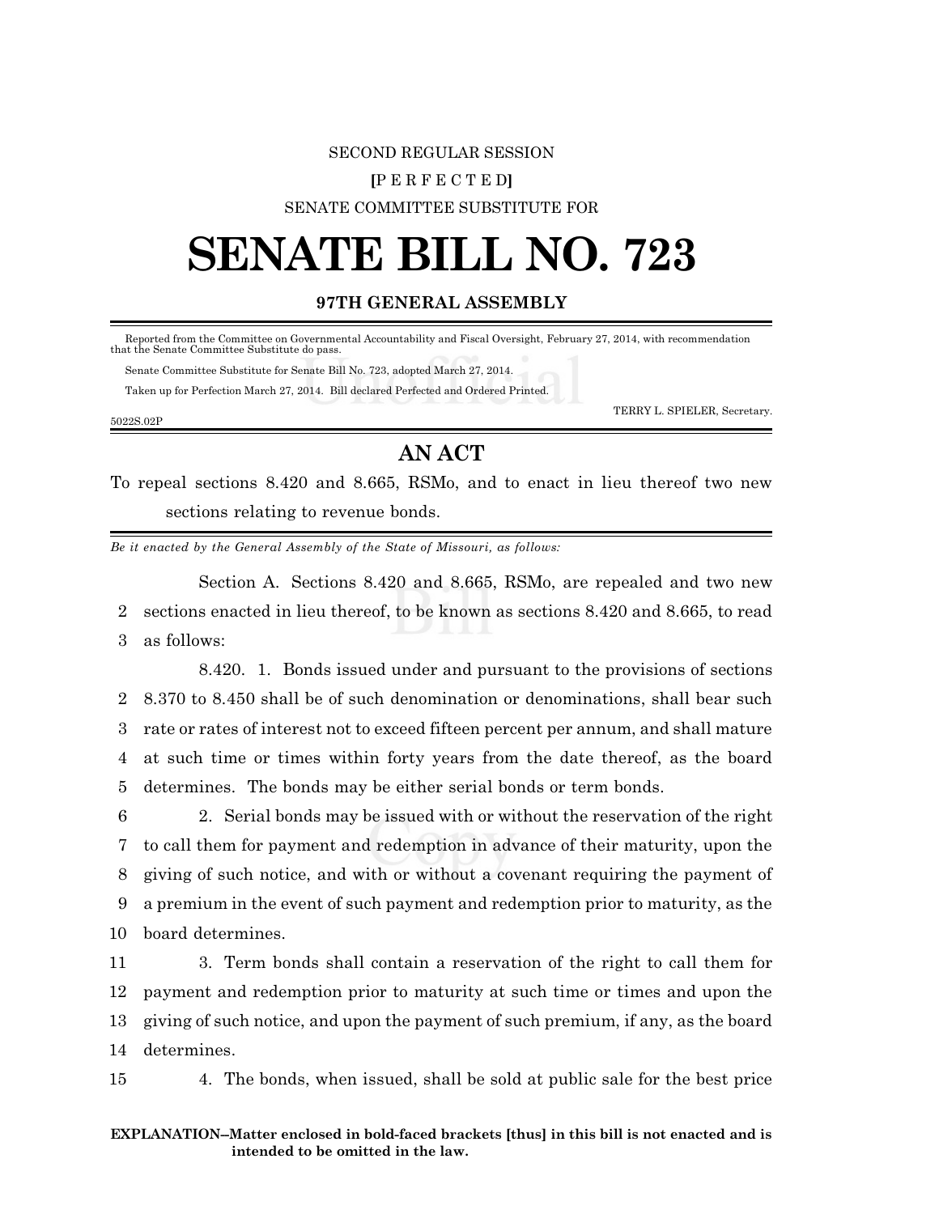SECOND REGULAR SESSION

**[**P E R F E C T E D**]**

SENATE COMMITTEE SUBSTITUTE FOR

# SENATE BILL NO. 723

**97TH GENERAL ASSEMBLY**

Reported from the Committee on Governmental Accountability and Fiscal Oversight, February 27, 2014, with recommendation that the Senate Committee Substitute do pass.

Senate Committee Substitute for Senate Bill No. 723, adopted March 27, 2014.

Taken up for Perfection March 27, 2014. Bill declared Perfected and Ordered Printed.

TERRY L. SPIELER, Secretary.

5022S.02P

## AN ACT

To repeal sections 8.420 and 8.665, RSMo, and to enact in lieu thereof two new sections relating to revenue bonds.

*Be it enacted by the General Assembly of the State of Missouri, as follows:*

Section A. Sections 8.420 and 8.665, RSMo, are repealed and two new sections enacted in lieu thereof, to be known as sections 8.420 and 8.665, to read as follows:

8.420. 1. Bonds issued under and pursuant to the provisions of sections 8.370 to 8.450 shall be of such denomination or denominations, shall bear such rate or rates of interest not to exceed fifteen percent per annum, and shall mature at such time or times within forty years from the date thereof, as the board determines. The bonds may be either serial bonds or term bonds.

2. Serial bonds may be issued with or without the reservation of the right to call them for payment and redemption in advance of their maturity, upon the giving of such notice, and with or without a covenant requiring the payment of a premium in the event of such payment and redemption prior to maturity, as the board determines.

3. Term bonds shall contain a reservation of the right to call them for payment and redemption prior to maturity at such time or times and upon the giving of such notice, and upon the payment of such premium, if any, as the board determines.

4. The bonds, when issued, shall be sold at public sale for the best price

**EXPLANATION–Matter enclosed in bold-faced brackets [thus] in this bill is not enacted and is intended to be omitted in the law.**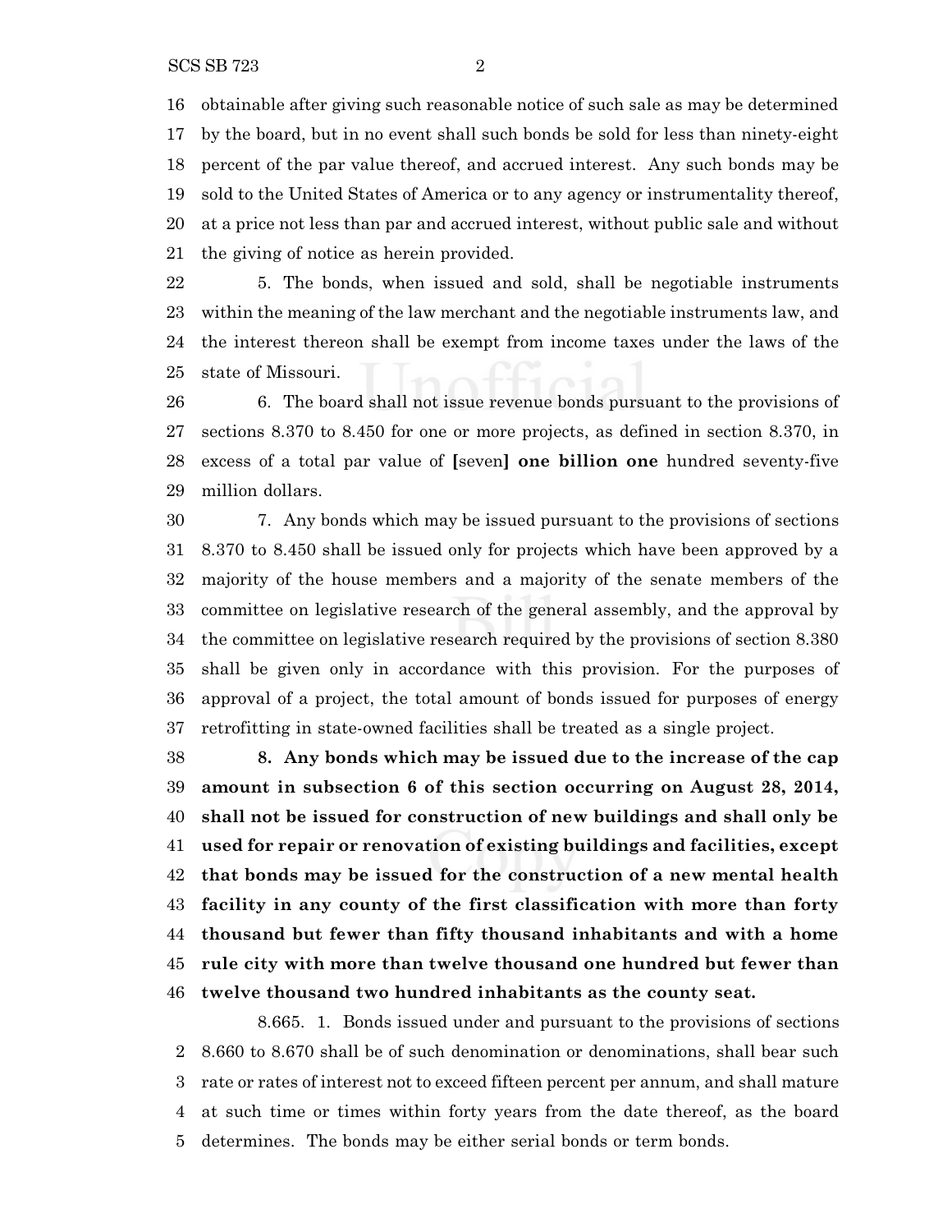obtainable after giving such reasonable notice of such sale as may be determined by the board, but in no event shall such bonds be sold for less than ninety-eight percent of the par value thereof, and accrued interest. Any such bonds may be sold to the United States of America or to any agency or instrumentality thereof, at a price not less than par and accrued interest, without public sale and without the giving of notice as herein provided.

5. The bonds, when issued and sold, shall be negotiable instruments within the meaning of the law merchant and the negotiable instruments law, and the interest thereon shall be exempt from income taxes under the laws of the state of Missouri.

6. The board shall not issue revenue bonds pursuant to the provisions of sections 8.370 to 8.450 for one or more projects, as defined in section 8.370, in excess of a total par value of **[**seven**]** **one billion one** hundred seventy-five million dollars.

7. Any bonds which may be issued pursuant to the provisions of sections 8.370 to 8.450 shall be issued only for projects which have been approved by a majority of the house members and a majority of the senate members of the committee on legislative research of the general assembly, and the approval by the committee on legislative research required by the provisions of section 8.380 shall be given only in accordance with this provision. For the purposes of approval of a project, the total amount of bonds issued for purposes of energy retrofitting in state-owned facilities shall be treated as a single project.

**8. Any bonds which may be issued due to the increase of the cap amount in subsection 6 of this section occurring on August 28, 2014, shall not be issued for construction of new buildings and shall only be used for repair or renovation of existing buildings and facilities, except that bonds may be issued for the construction of a new mental health facility in any county of the first classification with more than forty thousand but fewer than fifty thousand inhabitants and with a home rule city with more than twelve thousand one hundred but fewer than twelve thousand two hundred inhabitants as the county seat.**

8.665. 1. Bonds issued under and pursuant to the provisions of sections 8.660 to 8.670 shall be of such denomination or denominations, shall bear such rate or rates of interest not to exceed fifteen percent per annum, and shall mature at such time or times within forty years from the date thereof, as the board determines. The bonds may be either serial bonds or term bonds.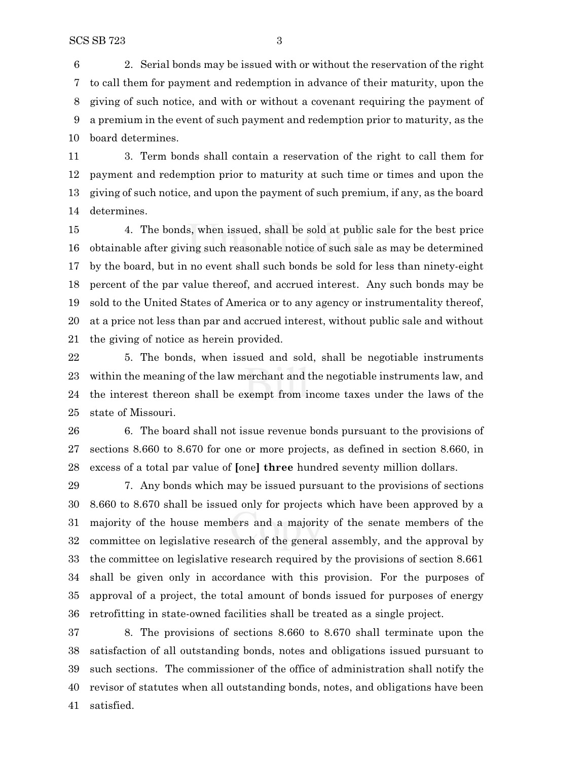2. Serial bonds may be issued with or without the reservation of the right to call them for payment and redemption in advance of their maturity, upon the giving of such notice, and with or without a covenant requiring the payment of a premium in the event of such payment and redemption prior to maturity, as the board determines.

3. Term bonds shall contain a reservation of the right to call them for payment and redemption prior to maturity at such time or times and upon the giving of such notice, and upon the payment of such premium, if any, as the board determines.

4. The bonds, when issued, shall be sold at public sale for the best price obtainable after giving such reasonable notice of such sale as may be determined by the board, but in no event shall such bonds be sold for less than ninety-eight percent of the par value thereof, and accrued interest. Any such bonds may be sold to the United States of America or to any agency or instrumentality thereof, at a price not less than par and accrued interest, without public sale and without the giving of notice as herein provided.

5. The bonds, when issued and sold, shall be negotiable instruments within the meaning of the law merchant and the negotiable instruments law, and the interest thereon shall be exempt from income taxes under the laws of the state of Missouri.

6. The board shall not issue revenue bonds pursuant to the provisions of sections 8.660 to 8.670 for one or more projects, as defined in section 8.660, in excess of a total par value of **[**one**]** **three** hundred seventy million dollars.

7. Any bonds which may be issued pursuant to the provisions of sections 8.660 to 8.670 shall be issued only for projects which have been approved by a majority of the house members and a majority of the senate members of the committee on legislative research of the general assembly, and the approval by the committee on legislative research required by the provisions of section 8.661 shall be given only in accordance with this provision. For the purposes of approval of a project, the total amount of bonds issued for purposes of energy retrofitting in state-owned facilities shall be treated as a single project.

8. The provisions of sections 8.660 to 8.670 shall terminate upon the satisfaction of all outstanding bonds, notes and obligations issued pursuant to such sections. The commissioner of the office of administration shall notify the revisor of statutes when all outstanding bonds, notes, and obligations have been satisfied.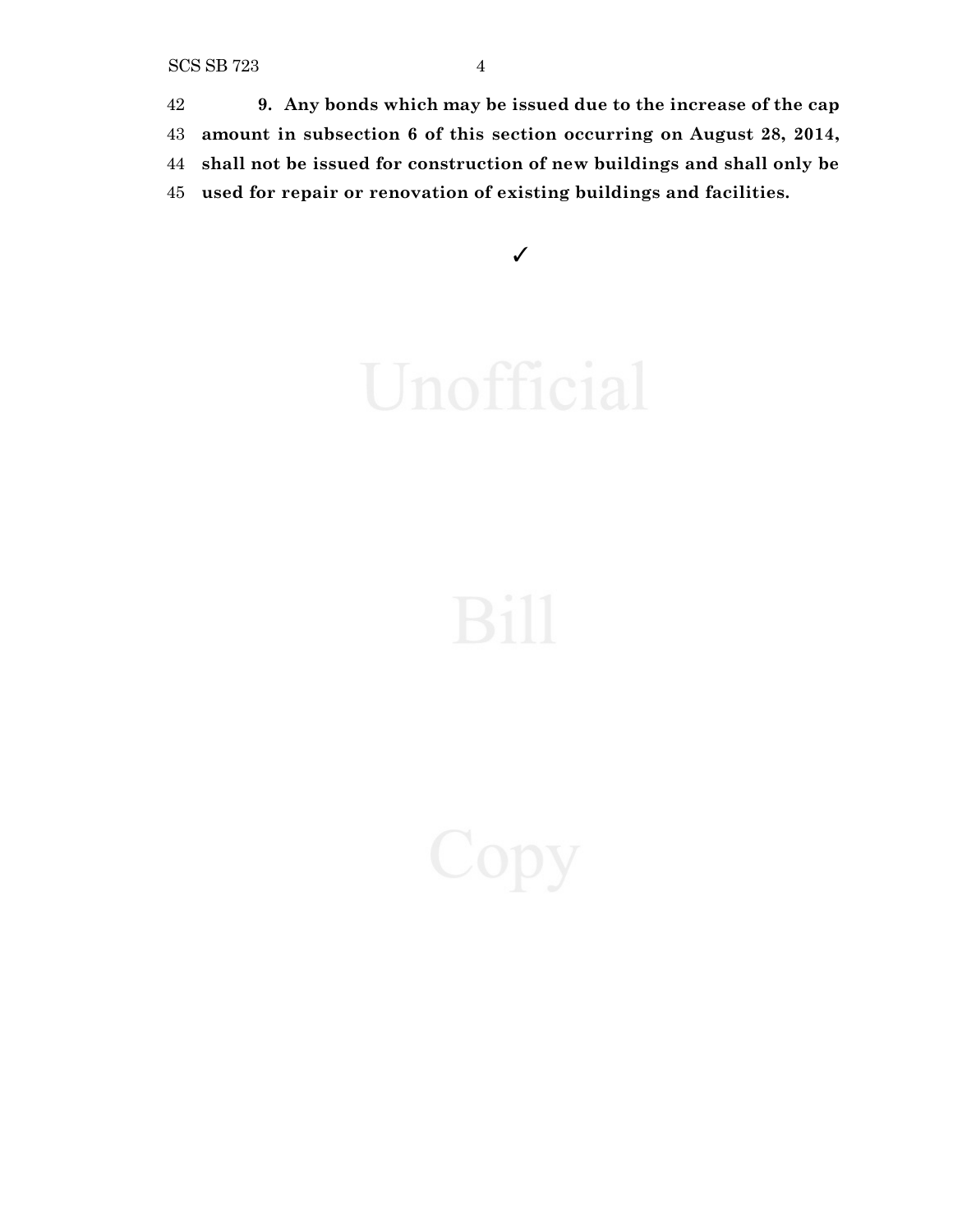**9. Any bonds which may be issued due to the increase of the cap amount in subsection 6 of this section occurring on August 28, 2014, shall not be issued for construction of new buildings and shall only be used for repair or renovation of existing buildings and facilities.**

✓